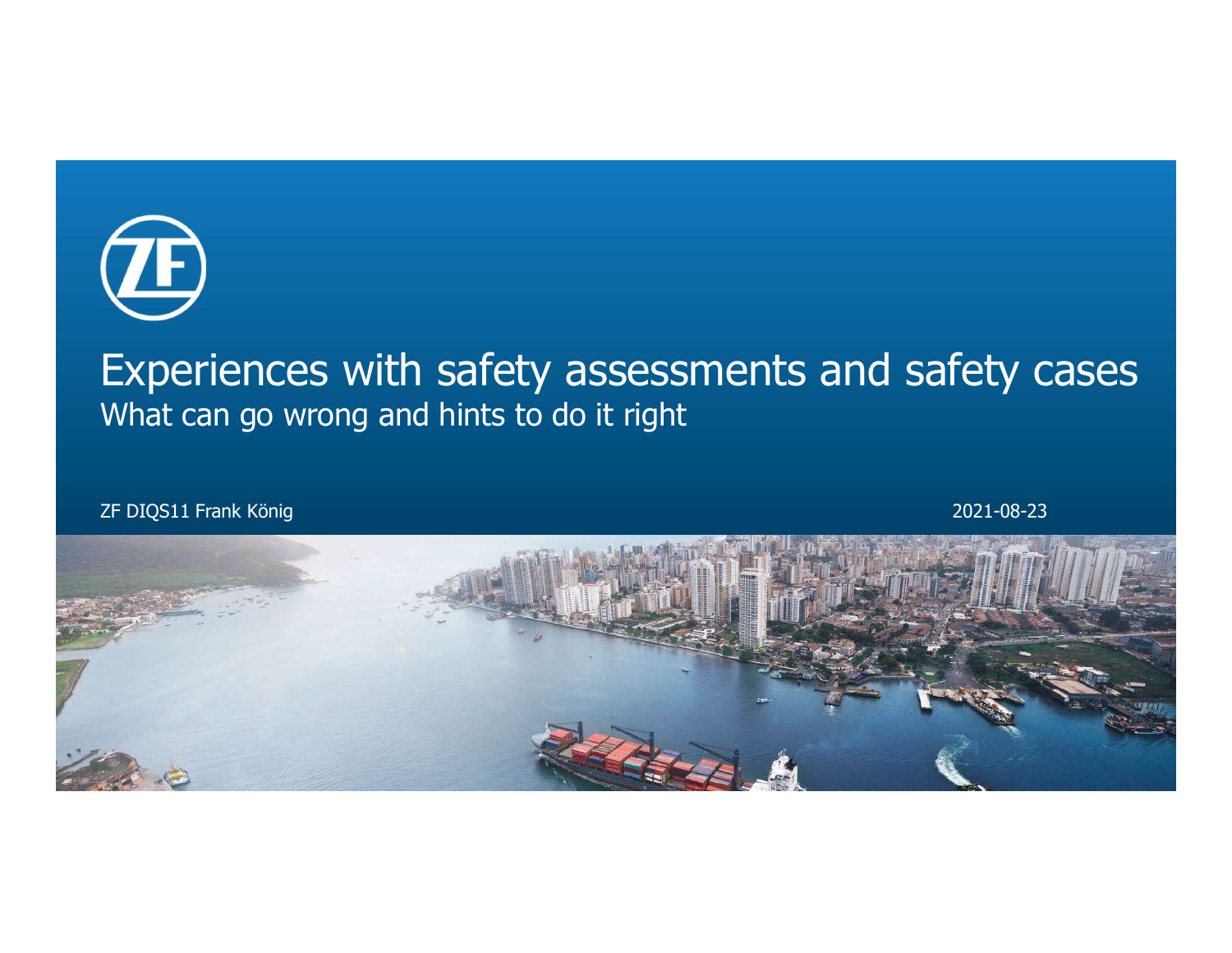# Experiences with safety assessments and safety cases

## What can go wrong and hints to do it right

ZF DIQS11 Frank König

2021-08-23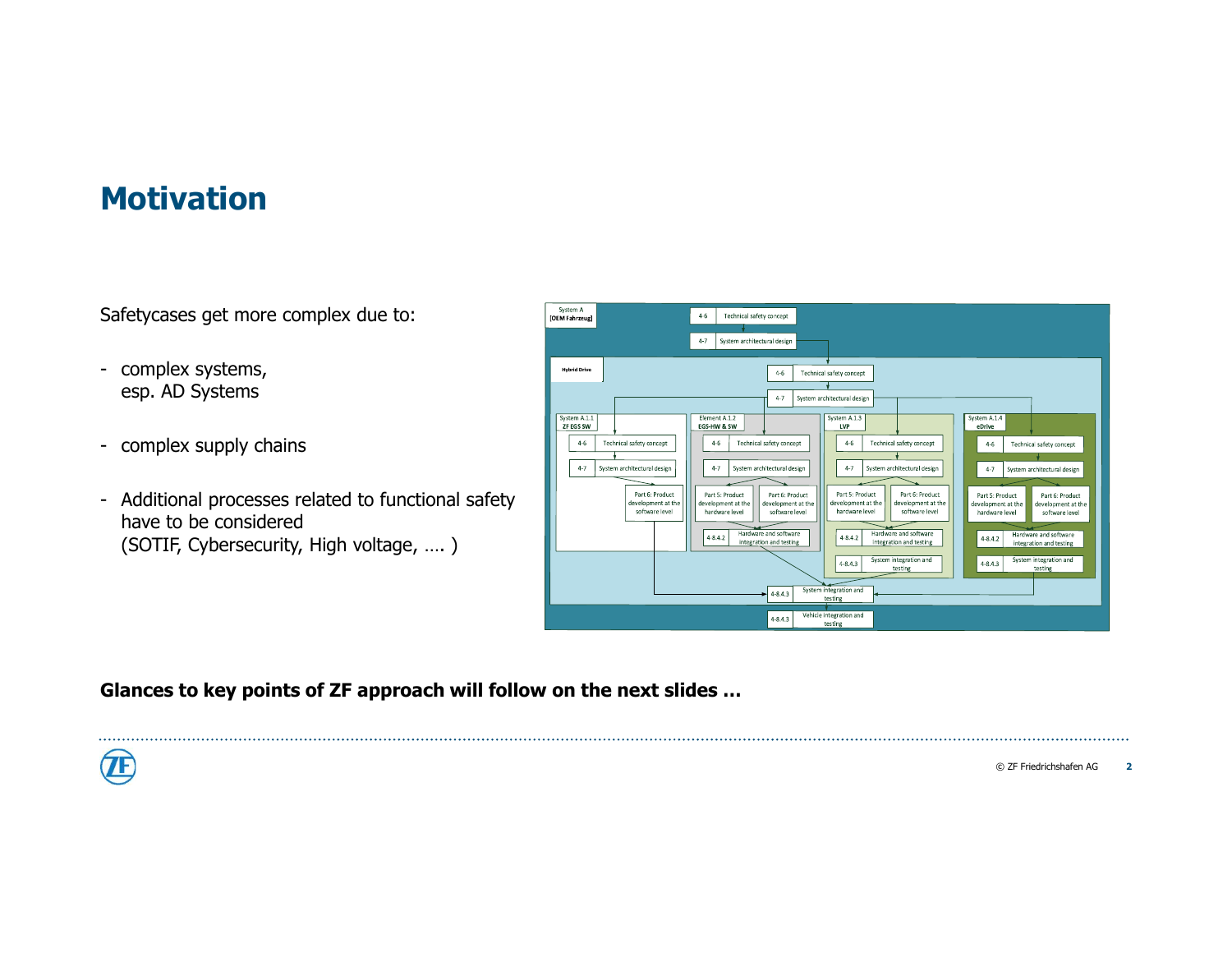# Motivation

Safetycases get more complex due to:

- complex systems, esp. AD Systems
- complex supply chains
- Additional processes related to functional safety have to be considered (SOTIF, Cybersecurity, High voltage, …. )

**Glances to key points of ZF approach will follow on the next slides …**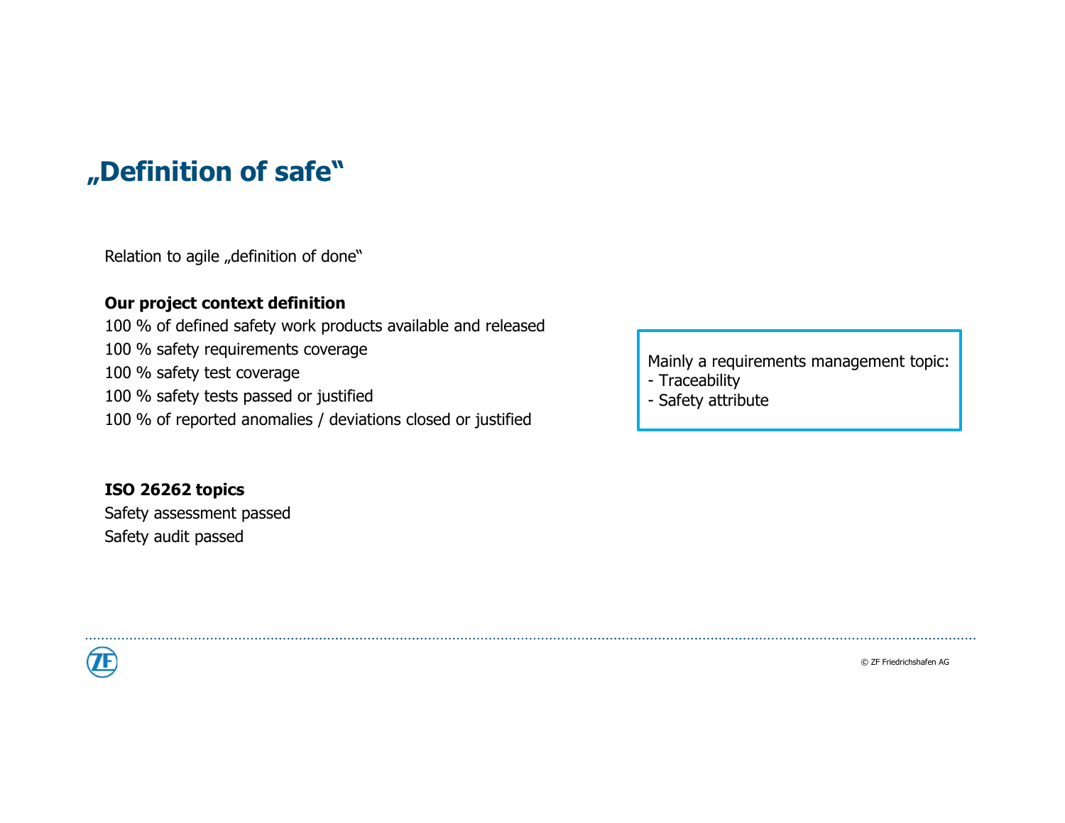# „Definition of safe"

Relation to agile „definition of done"

**Our project context definition**

100 % of defined safety work products available and released

100 % safety requirements coverage

100 % safety test coverage

100 % safety tests passed or justified

100 % of reported anomalies / deviations closed or justified

Mainly a requirements management topic:
- Traceability
- Safety attribute

**ISO 26262 topics**

Safety assessment passed

Safety audit passed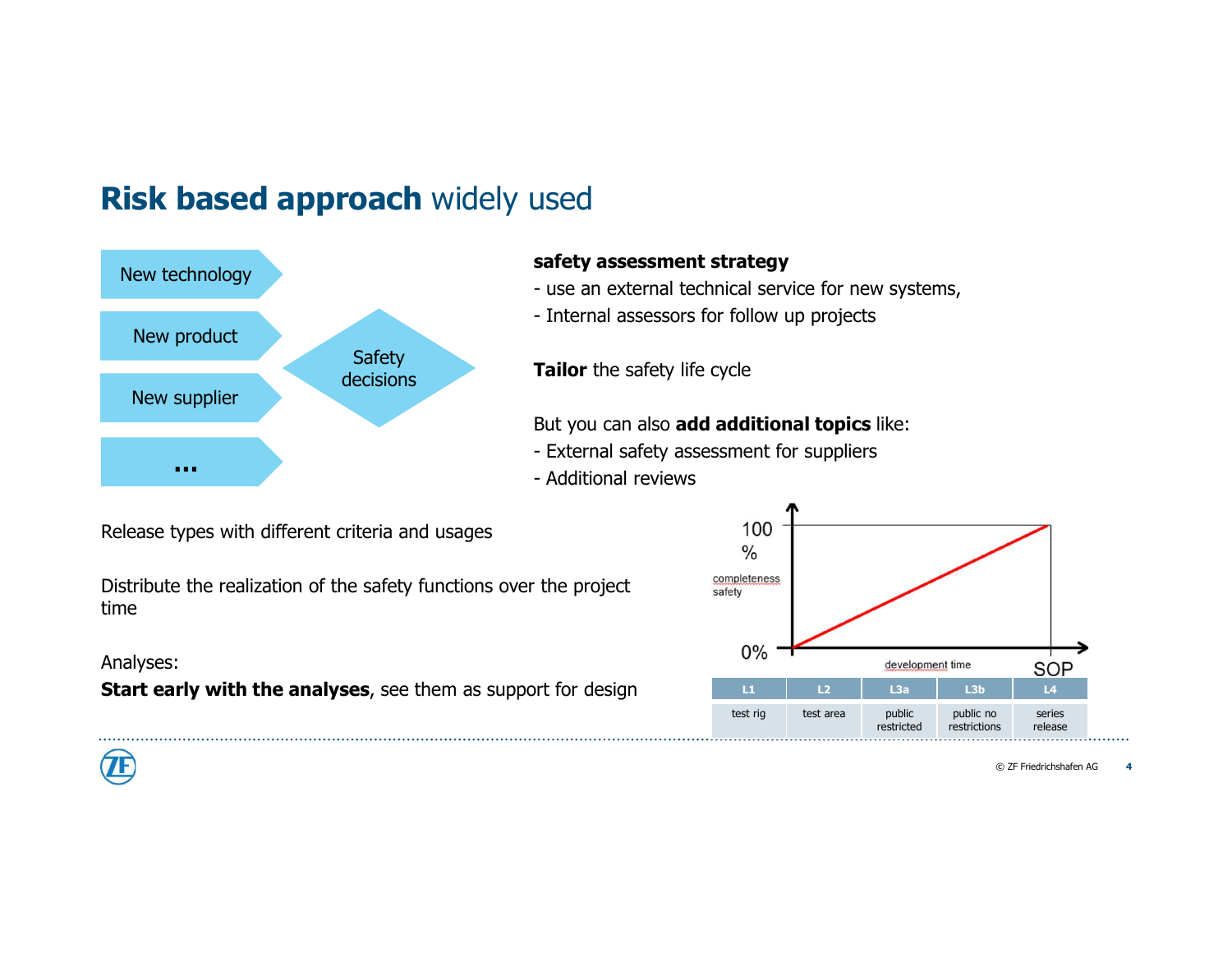# **Risk based approach** widely used

- New technology
- New product
- New supplier
- ...

Safety decisions

**safety assessment strategy**

- use an external technical service for new systems,
- Internal assessors for follow up projects

**Tailor** the safety life cycle

But you can also **add additional topics** like:

- External safety assessment for suppliers
- Additional reviews

Release types with different criteria and usages

Distribute the realization of the safety functions over the project time

Analyses:

**Start early with the analyses**, see them as support for design

100 %

completeness safety

0%

development time

SOP

| L1 | L2 | L3a | L3b | L4 |
|---|---|---|---|---|
| test rig | test area | public restricted | public no restrictions | series release |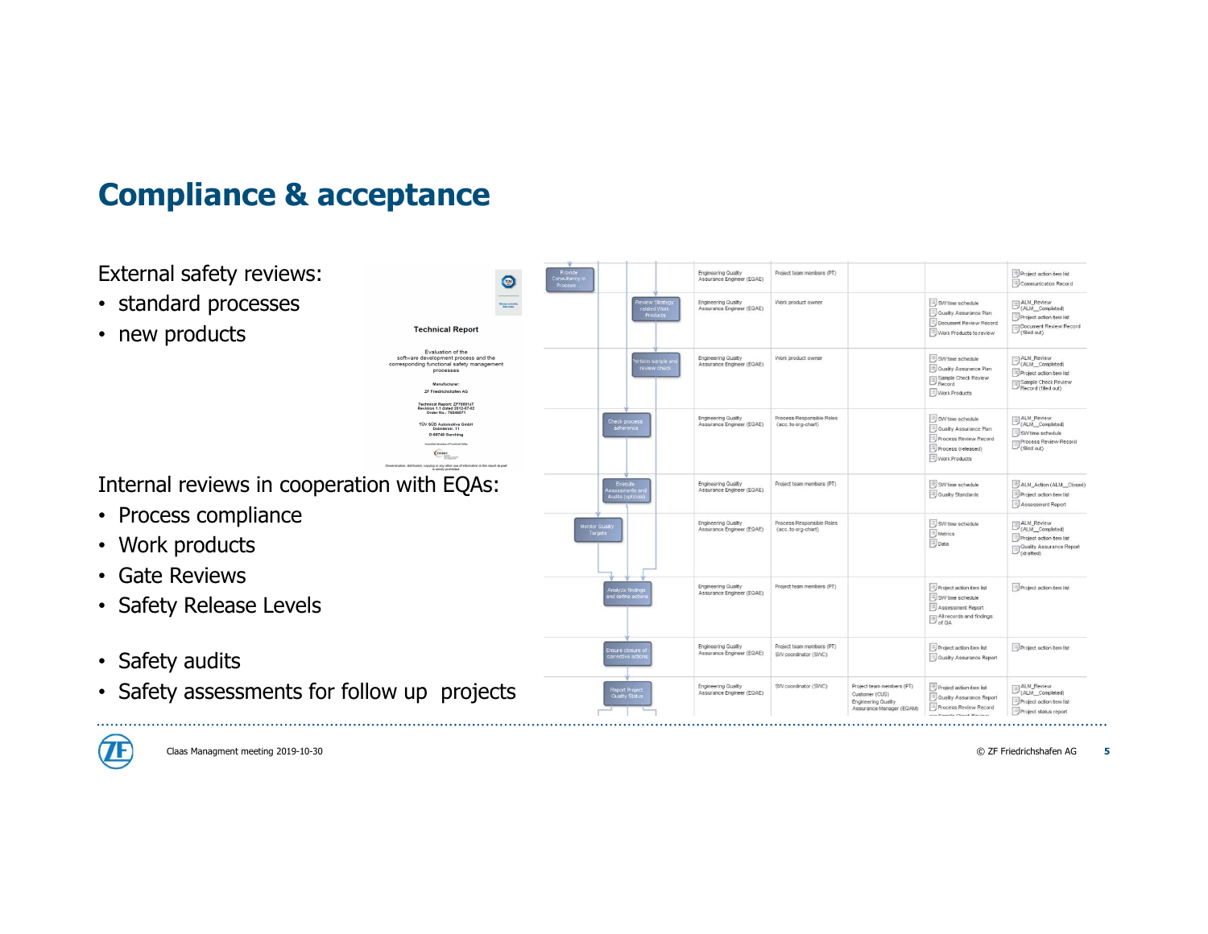# Compliance & acceptance

External safety reviews:

- standard processes
- new products

Internal reviews in cooperation with EQAs:

- Process compliance
- Work products
- Gate Reviews
- Safety Release Levels

- Safety audits
- Safety assessments for follow up projects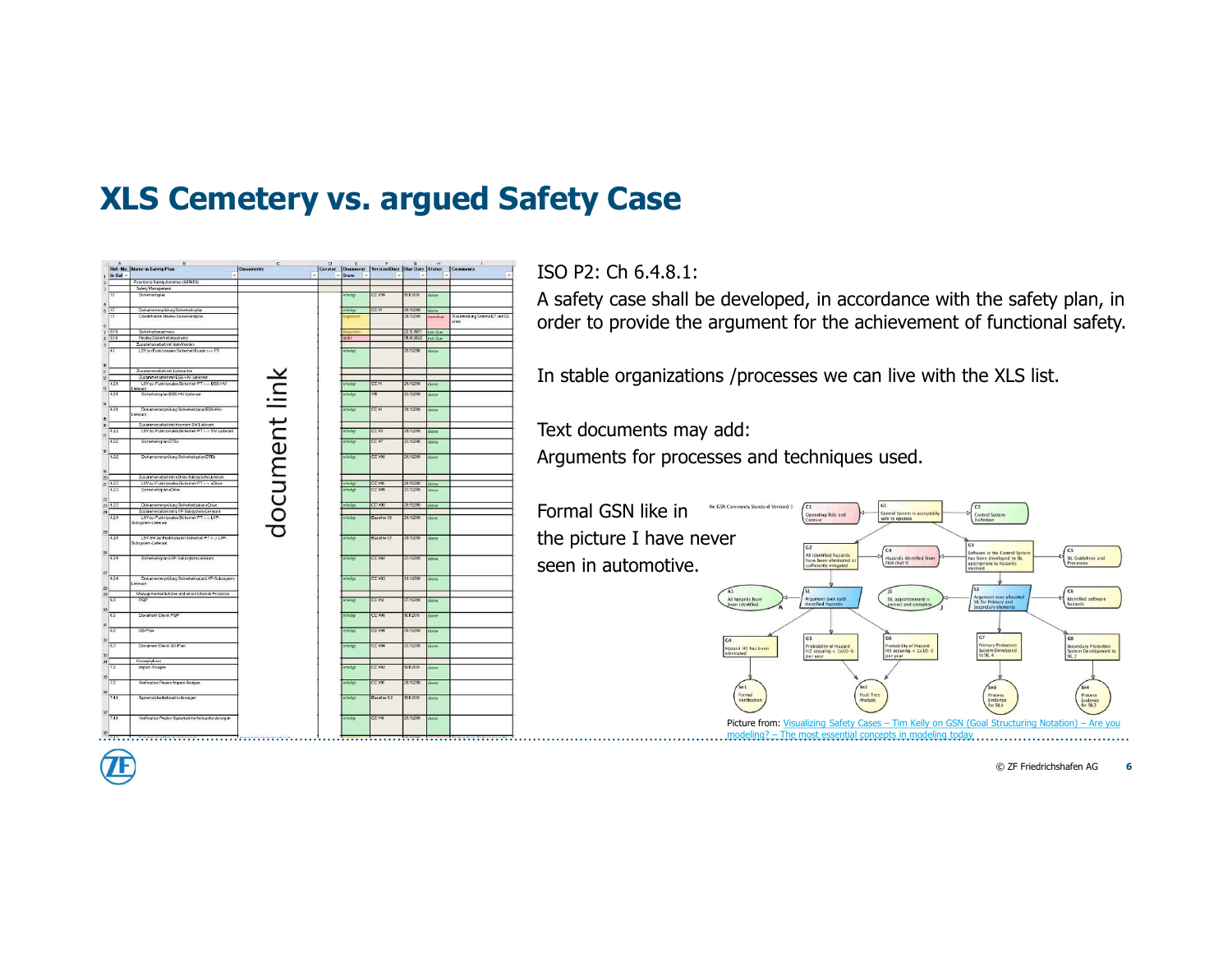# XLS Cemetery vs. argued Safety Case

document link

ISO P2: Ch 6.4.8.1:

A safety case shall be developed, in accordance with the safety plan, in order to provide the argument for the achievement of functional safety.

In stable organizations /processes we can live with the XLS list.

Text documents may add:
Arguments for processes and techniques used.

Formal GSN like in the picture I have never seen in automotive.

Picture from: Visualizing Safety Cases – Tim Kelly on GSN (Goal Structuring Notation) – Are you modeling? – The most essential concepts in modeling today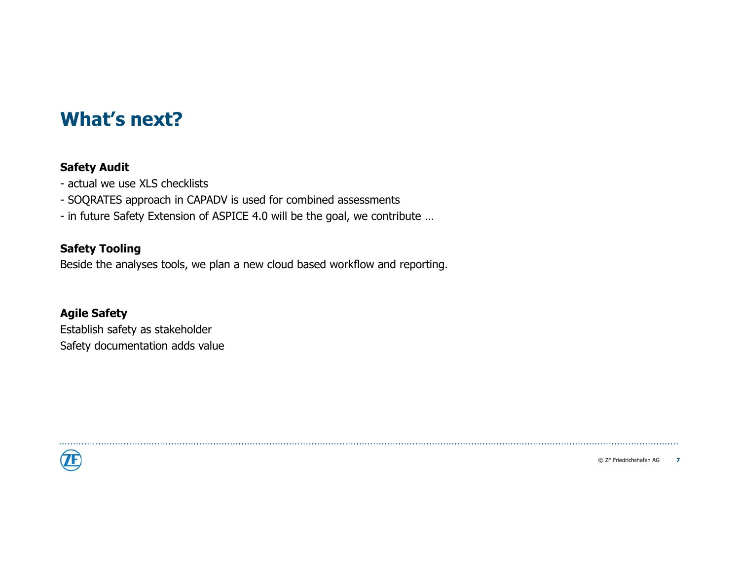# What's next?

**Safety Audit**

- actual we use XLS checklists
- SOQRATES approach in CAPADV is used for combined assessments
- in future Safety Extension of ASPICE 4.0 will be the goal, we contribute …

**Safety Tooling**

Beside the analyses tools, we plan a new cloud based workflow and reporting.

**Agile Safety**

Establish safety as stakeholder

Safety documentation adds value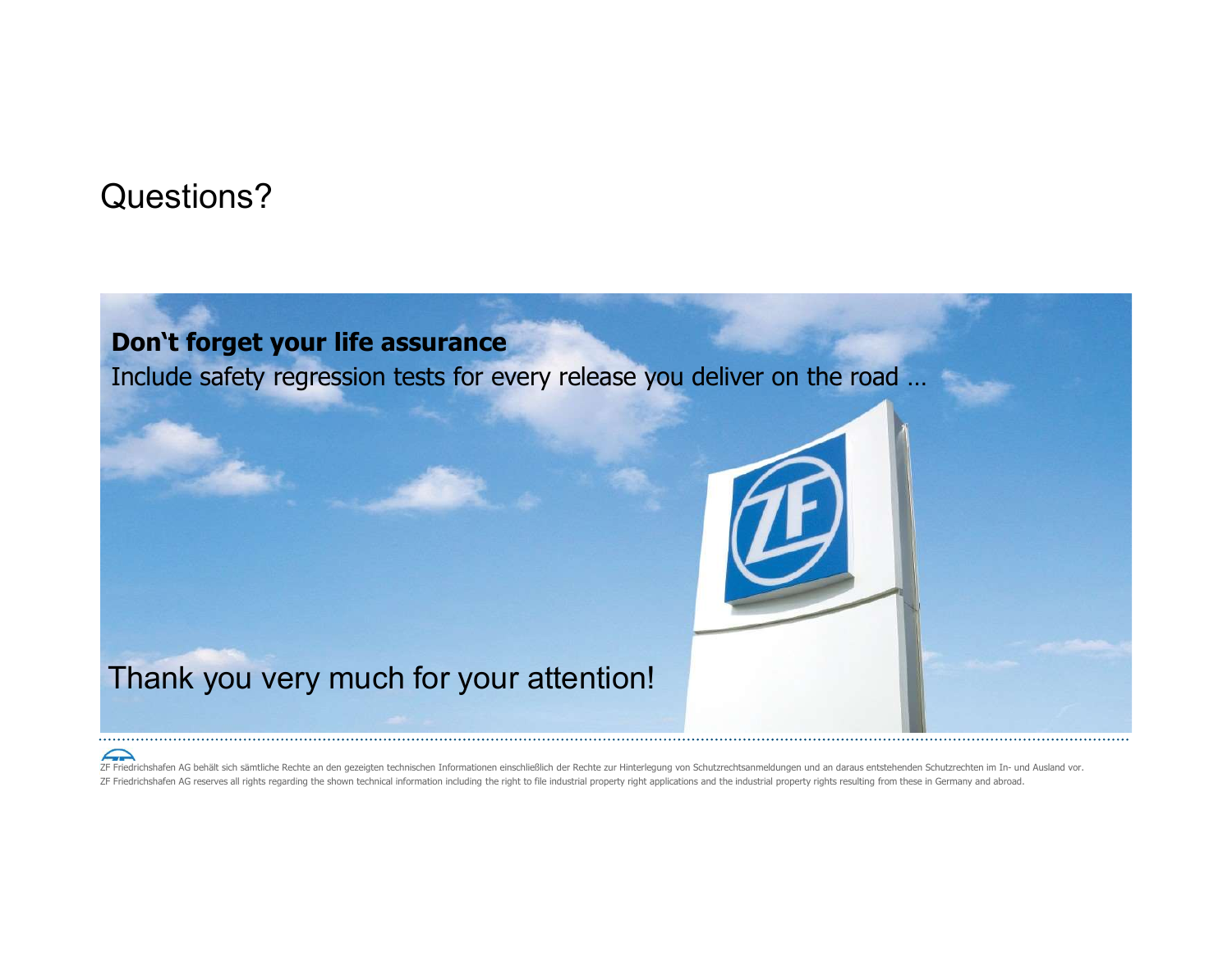# Questions?

**Don't forget your life assurance**

Include safety regression tests for every release you deliver on the road …

Thank you very much for your attention!

ZF Friedrichshafen AG behält sich sämtliche Rechte an den gezeigten technischen Informationen einschließlich der Rechte zur Hinterlegung von Schutzrechtsanmeldungen und an daraus entstehenden Schutzrechten im In- und Ausland vor.
ZF Friedrichshafen AG reserves all rights regarding the shown technical information including the right to file industrial property right applications and the industrial property rights resulting from these in Germany and abroad.